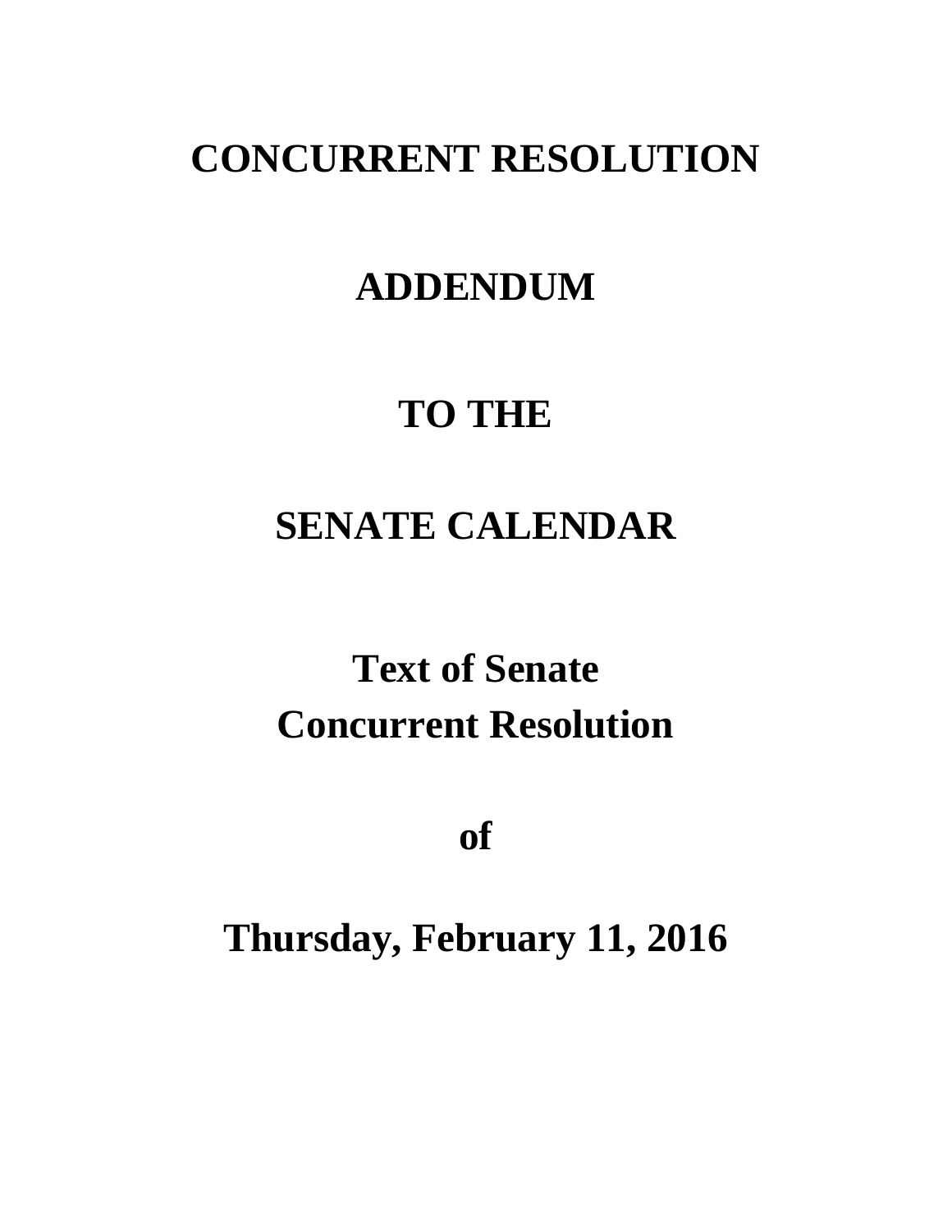# CONCURRENT RESOLUTION

# ADDENDUM

# TO THE

# SENATE CALENDAR

## Text of Senate Concurrent Resolution

## of

## Thursday, February 11, 2016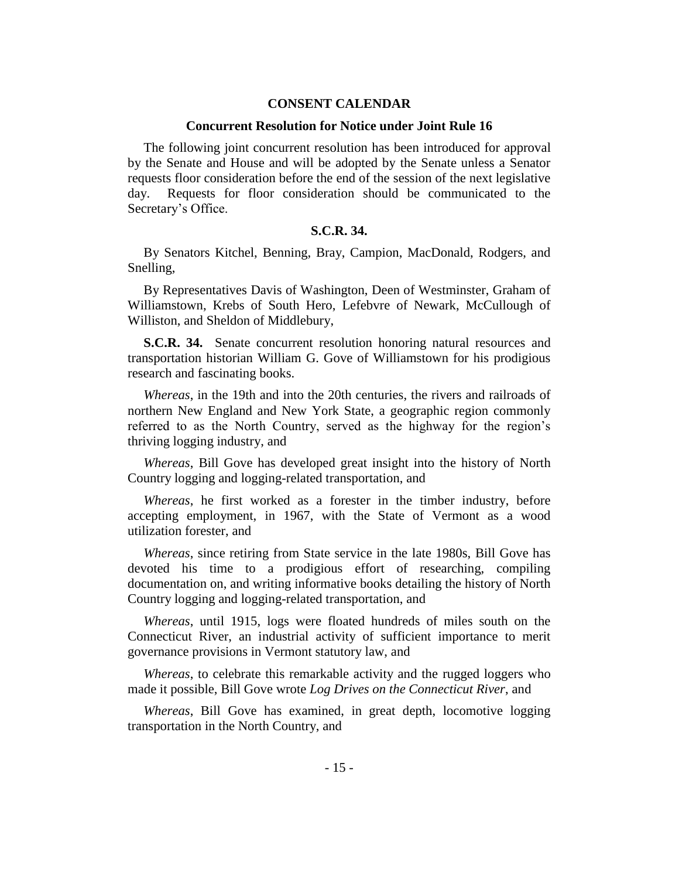## CONSENT CALENDAR

### Concurrent Resolution for Notice under Joint Rule 16

The following joint concurrent resolution has been introduced for approval by the Senate and House and will be adopted by the Senate unless a Senator requests floor consideration before the end of the session of the next legislative day. Requests for floor consideration should be communicated to the Secretary's Office.

### S.C.R. 34.

By Senators Kitchel, Benning, Bray, Campion, MacDonald, Rodgers, and Snelling,

By Representatives Davis of Washington, Deen of Westminster, Graham of Williamstown, Krebs of South Hero, Lefebvre of Newark, McCullough of Williston, and Sheldon of Middlebury,

**S.C.R. 34.** Senate concurrent resolution honoring natural resources and transportation historian William G. Gove of Williamstown for his prodigious research and fascinating books.

*Whereas*, in the 19th and into the 20th centuries, the rivers and railroads of northern New England and New York State, a geographic region commonly referred to as the North Country, served as the highway for the region's thriving logging industry, and

*Whereas*, Bill Gove has developed great insight into the history of North Country logging and logging-related transportation, and

*Whereas*, he first worked as a forester in the timber industry, before accepting employment, in 1967, with the State of Vermont as a wood utilization forester, and

*Whereas*, since retiring from State service in the late 1980s, Bill Gove has devoted his time to a prodigious effort of researching, compiling documentation on, and writing informative books detailing the history of North Country logging and logging-related transportation, and

*Whereas*, until 1915, logs were floated hundreds of miles south on the Connecticut River, an industrial activity of sufficient importance to merit governance provisions in Vermont statutory law, and

*Whereas*, to celebrate this remarkable activity and the rugged loggers who made it possible, Bill Gove wrote *Log Drives on the Connecticut River*, and

*Whereas*, Bill Gove has examined, in great depth, locomotive logging transportation in the North Country, and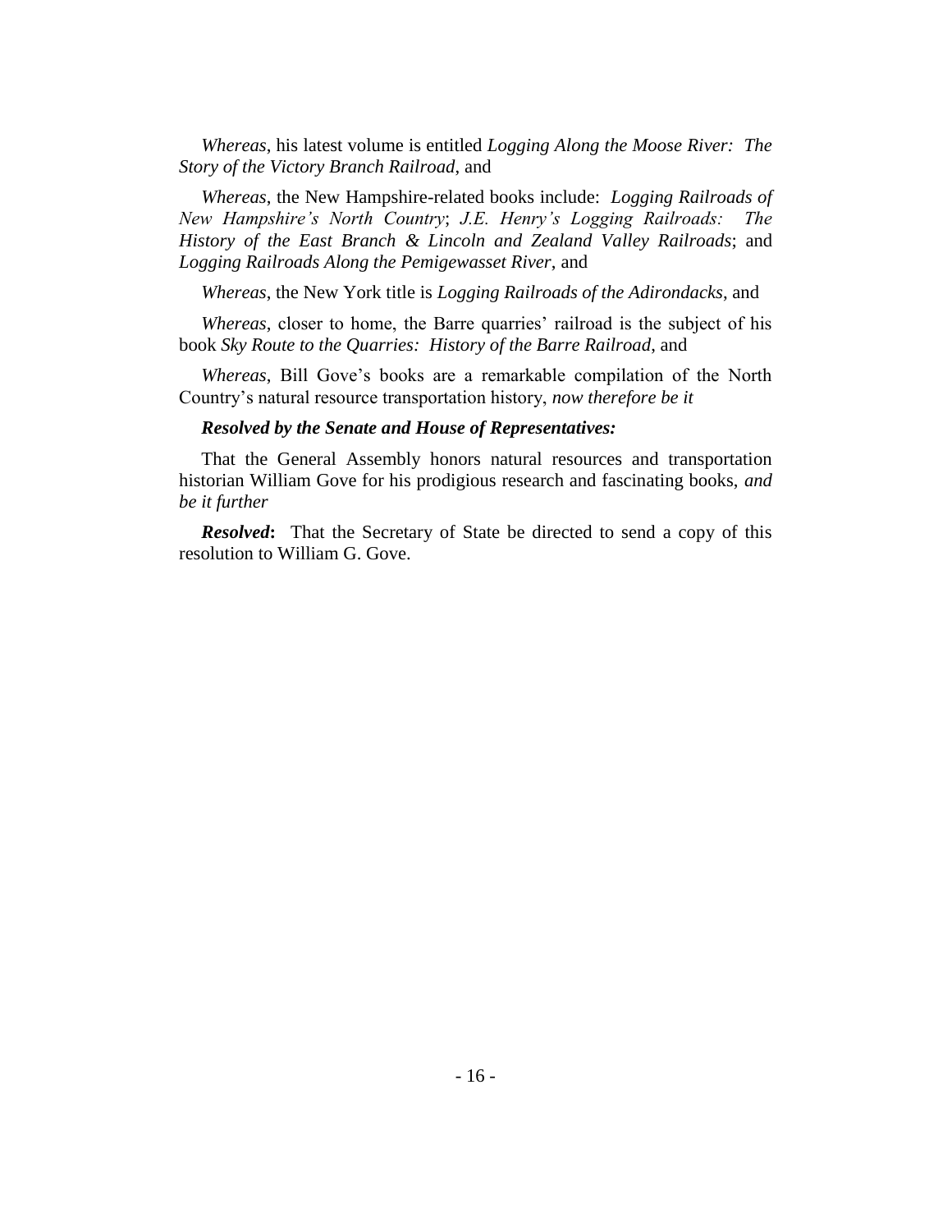*Whereas*, his latest volume is entitled *Logging Along the Moose River: The Story of the Victory Branch Railroad*, and

*Whereas*, the New Hampshire-related books include: *Logging Railroads of New Hampshire's North Country*; *J.E. Henry's Logging Railroads: The History of the East Branch & Lincoln and Zealand Valley Railroads*; and *Logging Railroads Along the Pemigewasset River*, and

*Whereas*, the New York title is *Logging Railroads of the Adirondacks*, and

*Whereas*, closer to home, the Barre quarries' railroad is the subject of his book *Sky Route to the Quarries: History of the Barre Railroad*, and

*Whereas*, Bill Gove's books are a remarkable compilation of the North Country's natural resource transportation history, *now therefore be it*

***Resolved by the Senate and House of Representatives:***

That the General Assembly honors natural resources and transportation historian William Gove for his prodigious research and fascinating books, *and be it further*

***Resolved*:** That the Secretary of State be directed to send a copy of this resolution to William G. Gove.